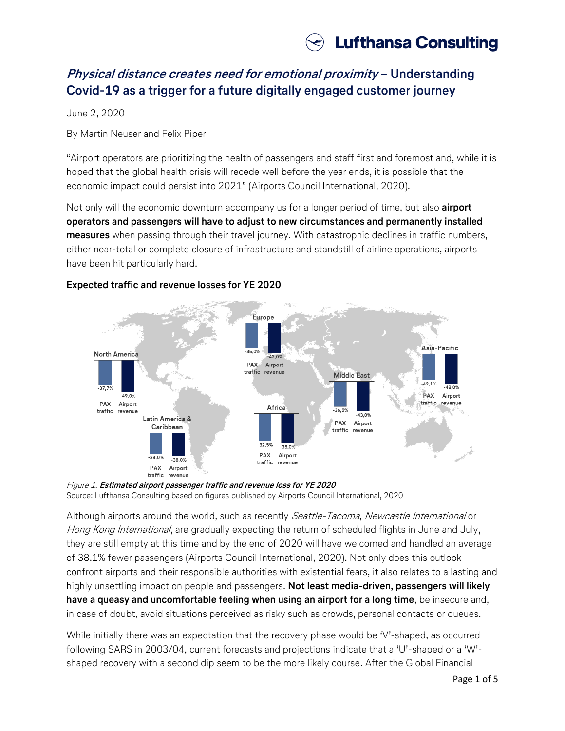# *Physical distance creates need for emotional proximity* – Understanding Covid-19 as a trigger for a future digitally engaged customer journey

June 2, 2020

By Martin Neuser and Felix Piper

"Airport operators are prioritizing the health of passengers and staff first and foremost and, while it is hoped that the global health crisis will recede well before the year ends, it is possible that the economic impact could persist into 2021" (Airports Council International, 2020).

Not only will the economic downturn accompany us for a longer period of time, but also **airport operators and passengers will have to adjust to new circumstances and permanently installed measures** when passing through their travel journey. With catastrophic declines in traffic numbers, either near-total or complete closure of infrastructure and standstill of airline operations, airports have been hit particularly hard.

**Expected traffic and revenue losses for YE 2020**

| Region | PAX traffic | Airport revenue |
| --- | --- | --- |
| North America | -37,7% | -49,0% |
| Latin America & Caribbean | -34,0% | -38,0% |
| Europe | -35,0% | -42,0% |
| Africa | -32,5% | -35,0% |
| Middle East | -36,5% | -43,0% |
| Asia-Pacific | -42,1% | -48,0% |

*Figure 1.* ***Estimated airport passenger traffic and revenue loss for YE 2020***
Source: Lufthansa Consulting based on figures published by Airports Council International, 2020

Although airports around the world, such as recently *Seattle-Tacoma*, *Newcastle International* or *Hong Kong International*, are gradually expecting the return of scheduled flights in June and July, they are still empty at this time and by the end of 2020 will have welcomed and handled an average of 38.1% fewer passengers (Airports Council International, 2020). Not only does this outlook confront airports and their responsible authorities with existential fears, it also relates to a lasting and highly unsettling impact on people and passengers. **Not least media-driven, passengers will likely have a queasy and uncomfortable feeling when using an airport for a long time**, be insecure and, in case of doubt, avoid situations perceived as risky such as crowds, personal contacts or queues.

While initially there was an expectation that the recovery phase would be 'V'-shaped, as occurred following SARS in 2003/04, current forecasts and projections indicate that a 'U'-shaped or a 'W'-shaped recovery with a second dip seem to be the more likely course. After the Global Financial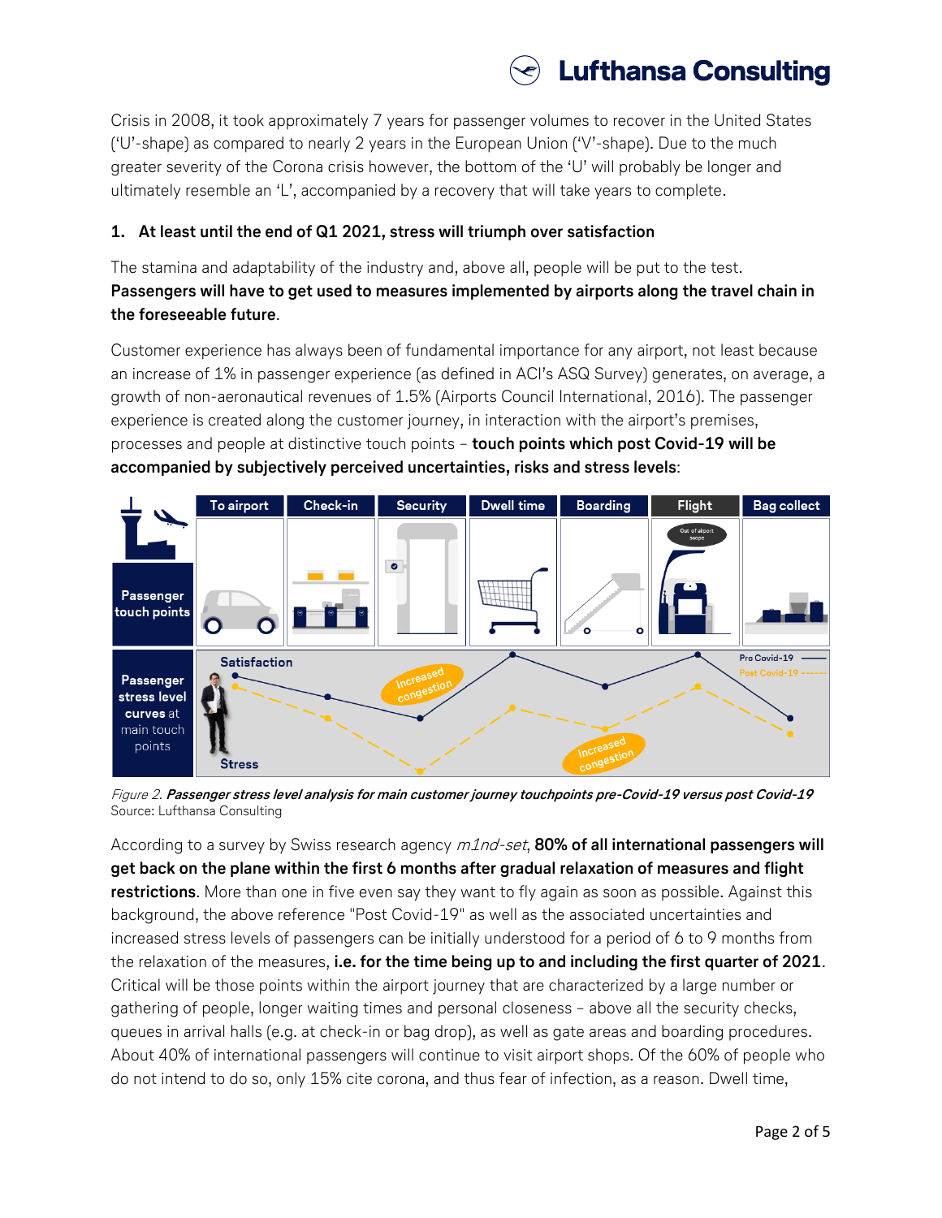Crisis in 2008, it took approximately 7 years for passenger volumes to recover in the United States ('U'-shape) as compared to nearly 2 years in the European Union ('V'-shape). Due to the much greater severity of the Corona crisis however, the bottom of the 'U' will probably be longer and ultimately resemble an 'L', accompanied by a recovery that will take years to complete.

### 1. At least until the end of Q1 2021, stress will triumph over satisfaction

The stamina and adaptability of the industry and, above all, people will be put to the test. **Passengers will have to get used to measures implemented by airports along the travel chain in the foreseeable future**.

Customer experience has always been of fundamental importance for any airport, not least because an increase of 1% in passenger experience (as defined in ACI's ASQ Survey) generates, on average, a growth of non-aeronautical revenues of 1.5% (Airports Council International, 2016). The passenger experience is created along the customer journey, in interaction with the airport's premises, processes and people at distinctive touch points – **touch points which post Covid-19 will be accompanied by subjectively perceived uncertainties, risks and stress levels**:

*Figure 2.* ***Passenger stress level analysis for main customer journey touchpoints pre-Covid-19 versus post Covid-19***
Source: Lufthansa Consulting

According to a survey by Swiss research agency *m1nd-set*, **80% of all international passengers will get back on the plane within the first 6 months after gradual relaxation of measures and flight restrictions**. More than one in five even say they want to fly again as soon as possible. Against this background, the above reference "Post Covid-19" as well as the associated uncertainties and increased stress levels of passengers can be initially understood for a period of 6 to 9 months from the relaxation of the measures, **i.e. for the time being up to and including the first quarter of 2021**. Critical will be those points within the airport journey that are characterized by a large number or gathering of people, longer waiting times and personal closeness – above all the security checks, queues in arrival halls (e.g. at check-in or bag drop), as well as gate areas and boarding procedures. About 40% of international passengers will continue to visit airport shops. Of the 60% of people who do not intend to do so, only 15% cite corona, and thus fear of infection, as a reason. Dwell time,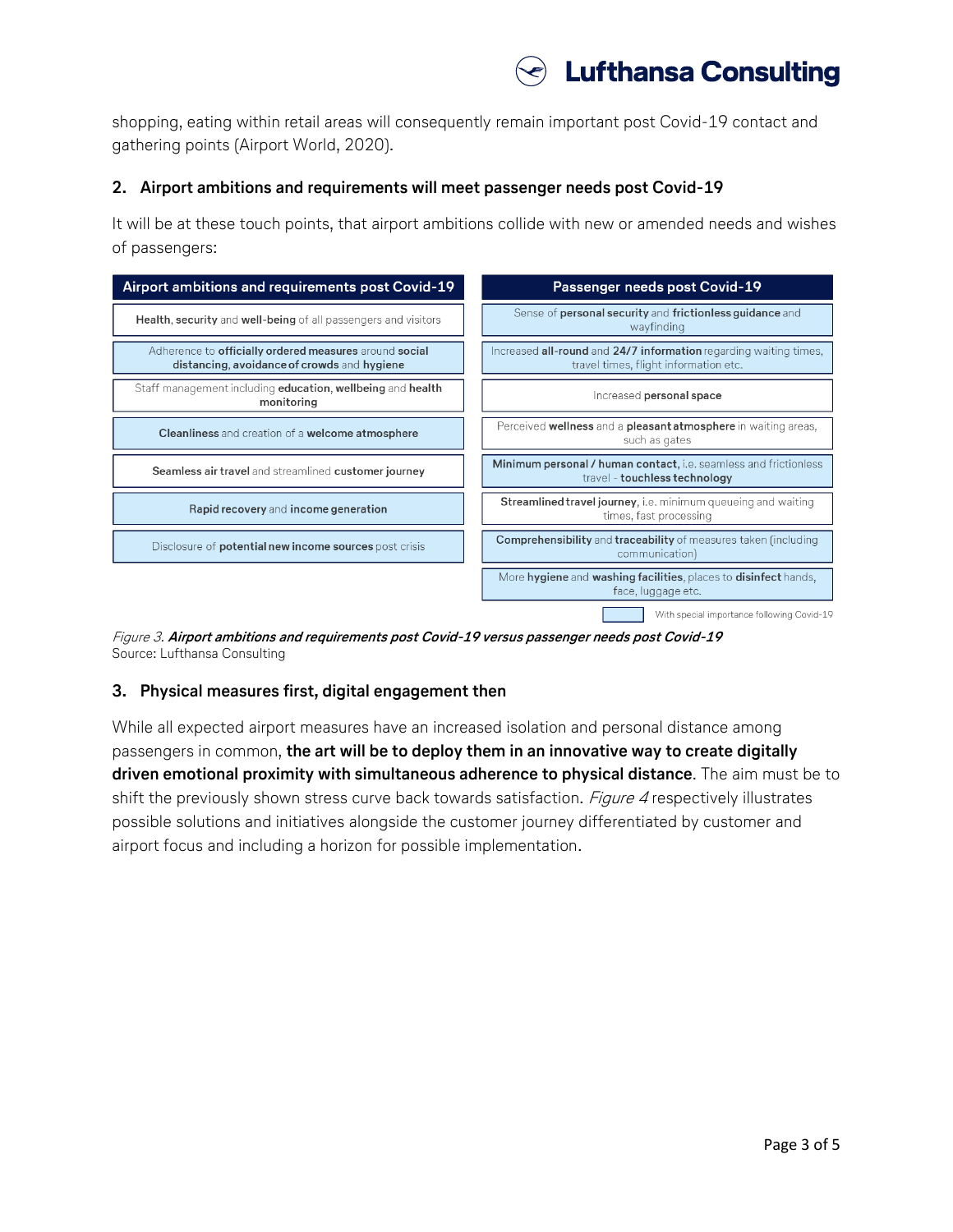shopping, eating within retail areas will consequently remain important post Covid-19 contact and gathering points (Airport World, 2020).

## 2. Airport ambitions and requirements will meet passenger needs post Covid-19

It will be at these touch points, that airport ambitions collide with new or amended needs and wishes of passengers:

| Airport ambitions and requirements post Covid-19 | Passenger needs post Covid-19 |
|---|---|
| **Health**, **security** and **well-being** of all passengers and visitors | Sense of **personal security** and **frictionless guidance** and wayfinding |
| Adherence to **officially ordered measures** around **social distancing, avoidance of crowds** and **hygiene** | Increased **all-round** and **24/7 information** regarding waiting times, travel times, flight information etc. |
| Staff management including **education**, **wellbeing** and **health monitoring** | Increased **personal space** |
| **Cleanliness** and creation of a **welcome atmosphere** | Perceived **wellness** and a **pleasant atmosphere** in waiting areas, such as gates |
| **Seamless air travel** and streamlined **customer journey** | **Minimum personal / human contact**, i.e. seamless and frictionless travel - **touchless technology** |
| **Rapid recovery** and **income generation** | **Streamlined travel journey**, i.e. minimum queueing and waiting times, fast processing |
| Disclosure of **potential new income sources** post crisis | **Comprehensibility** and **traceability** of measures taken (including communication) |
| | More **hygiene** and **washing facilities**, places to **disinfect** hands, face, luggage etc. |

Legend: highlighted boxes = With special importance following Covid-19

*Figure 3.* ***Airport ambitions and requirements post Covid-19 versus passenger needs post Covid-19***
Source: Lufthansa Consulting

## 3. Physical measures first, digital engagement then

While all expected airport measures have an increased isolation and personal distance among passengers in common, **the art will be to deploy them in an innovative way to create digitally driven emotional proximity with simultaneous adherence to physical distance**. The aim must be to shift the previously shown stress curve back towards satisfaction. *Figure 4* respectively illustrates possible solutions and initiatives alongside the customer journey differentiated by customer and airport focus and including a horizon for possible implementation.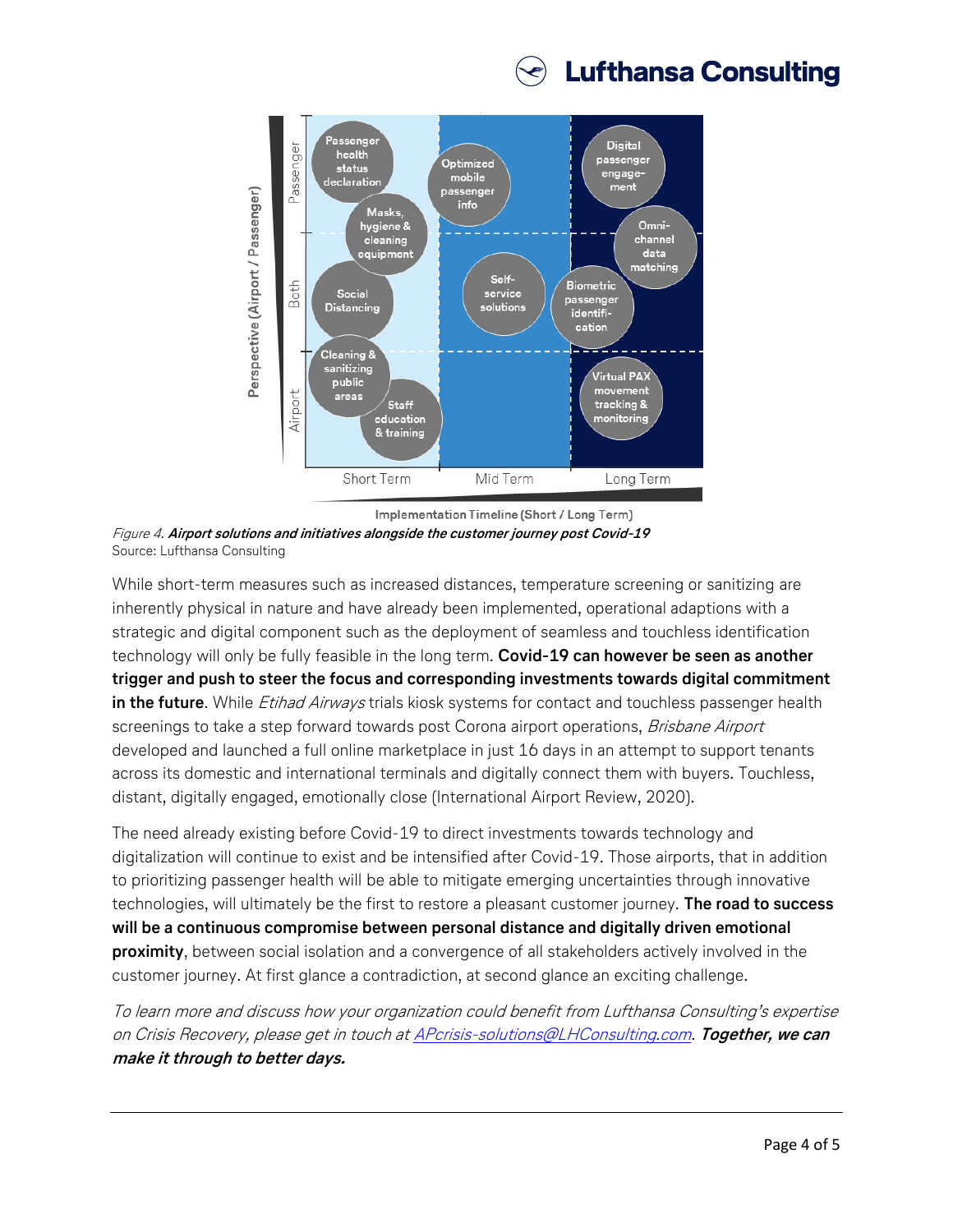*Figure 4.* ***Airport solutions and initiatives alongside the customer journey post Covid-19***
Source: Lufthansa Consulting

While short-term measures such as increased distances, temperature screening or sanitizing are inherently physical in nature and have already been implemented, operational adaptions with a strategic and digital component such as the deployment of seamless and touchless identification technology will only be fully feasible in the long term. **Covid-19 can however be seen as another trigger and push to steer the focus and corresponding investments towards digital commitment in the future**. While *Etihad Airways* trials kiosk systems for contact and touchless passenger health screenings to take a step forward towards post Corona airport operations, *Brisbane Airport* developed and launched a full online marketplace in just 16 days in an attempt to support tenants across its domestic and international terminals and digitally connect them with buyers. Touchless, distant, digitally engaged, emotionally close (International Airport Review, 2020).

The need already existing before Covid-19 to direct investments towards technology and digitalization will continue to exist and be intensified after Covid-19. Those airports, that in addition to prioritizing passenger health will be able to mitigate emerging uncertainties through innovative technologies, will ultimately be the first to restore a pleasant customer journey. **The road to success will be a continuous compromise between personal distance and digitally driven emotional proximity**, between social isolation and a convergence of all stakeholders actively involved in the customer journey. At first glance a contradiction, at second glance an exciting challenge.

*To learn more and discuss how your organization could benefit from Lufthansa Consulting's expertise on Crisis Recovery, please get in touch at [APcrisis-solutions@LHConsulting.com](mailto:APcrisis-solutions@LHConsulting.com).* ***Together, we can make it through to better days.***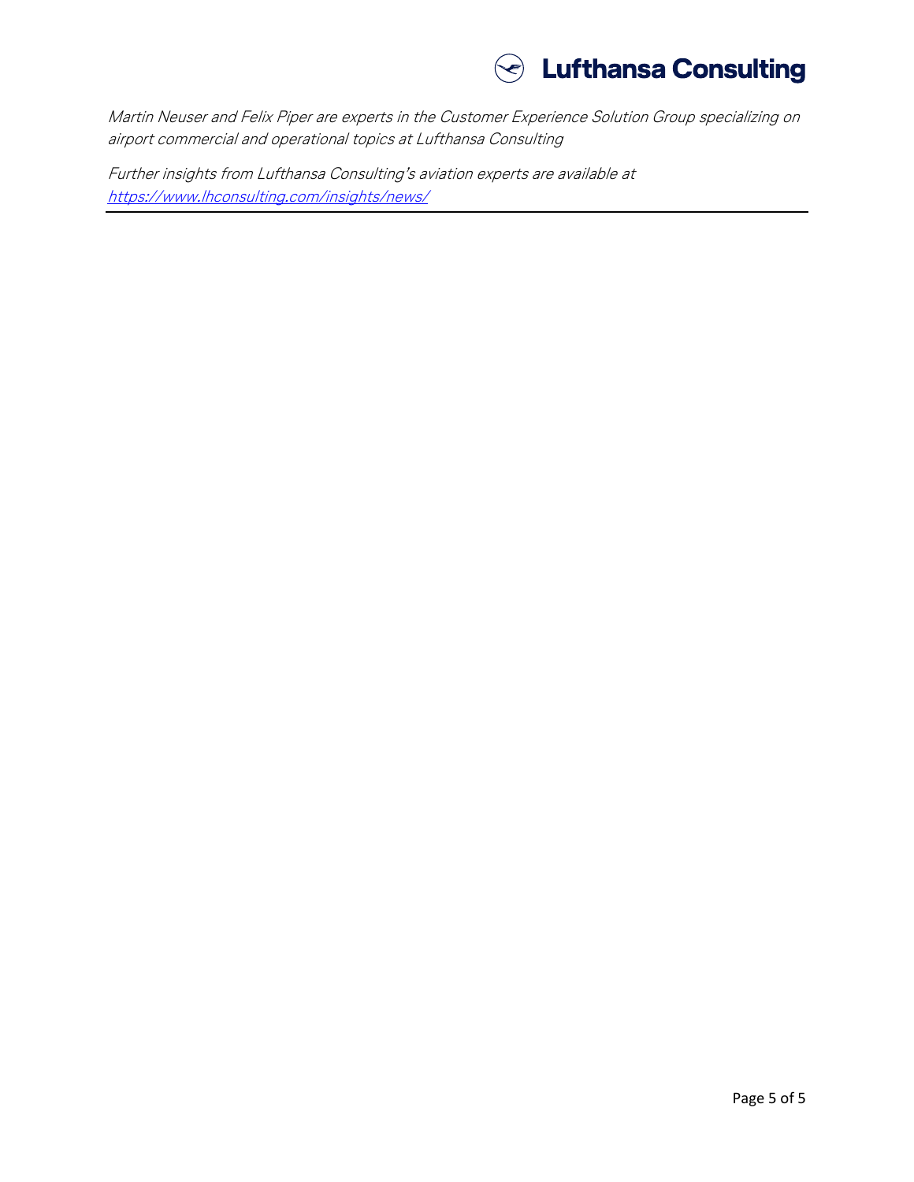*Martin Neuser and Felix Piper are experts in the Customer Experience Solution Group specializing on airport commercial and operational topics at Lufthansa Consulting*

*Further insights from Lufthansa Consulting's aviation experts are available at [https://www.lhconsulting.com/insights/news/](https://www.lhconsulting.com/insights/news/)*

---